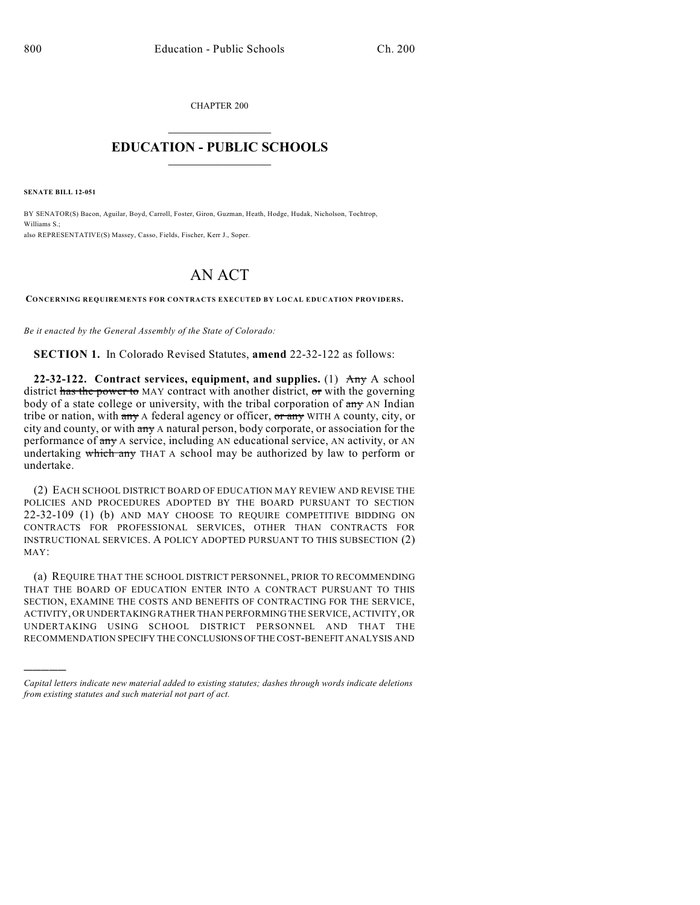CHAPTER 200

# EDUCATION - PUBLIC SCHOOLS

**SENATE BILL 12-051**

BY SENATOR(S) Bacon, Aguilar, Boyd, Carroll, Foster, Giron, Guzman, Heath, Hodge, Hudak, Nicholson, Tochtrop, Williams S.;
also REPRESENTATIVE(S) Massey, Casso, Fields, Fischer, Kerr J., Soper.

# AN ACT

**CONCERNING REQUIREMENTS FOR CONTRACTS EXECUTED BY LOCAL EDUCATION PROVIDERS.**

*Be it enacted by the General Assembly of the State of Colorado:*

**SECTION 1.** In Colorado Revised Statutes, **amend** 22-32-122 as follows:

**22-32-122. Contract services, equipment, and supplies.** (1) ~~Any~~ A school district ~~has the power to~~ MAY contract with another district, ~~or~~ with the governing body of a state college or university, with the tribal corporation of ~~any~~ AN Indian tribe or nation, with ~~any~~ A federal agency or officer, ~~or any~~ WITH A county, city, or city and county, or with ~~any~~ A natural person, body corporate, or association for the performance of ~~any~~ A service, including AN educational service, AN activity, or AN undertaking ~~which any~~ THAT A school may be authorized by law to perform or undertake.

(2) EACH SCHOOL DISTRICT BOARD OF EDUCATION MAY REVIEW AND REVISE THE POLICIES AND PROCEDURES ADOPTED BY THE BOARD PURSUANT TO SECTION 22-32-109 (1) (b) AND MAY CHOOSE TO REQUIRE COMPETITIVE BIDDING ON CONTRACTS FOR PROFESSIONAL SERVICES, OTHER THAN CONTRACTS FOR INSTRUCTIONAL SERVICES. A POLICY ADOPTED PURSUANT TO THIS SUBSECTION (2) MAY:

(a) REQUIRE THAT THE SCHOOL DISTRICT PERSONNEL, PRIOR TO RECOMMENDING THAT THE BOARD OF EDUCATION ENTER INTO A CONTRACT PURSUANT TO THIS SECTION, EXAMINE THE COSTS AND BENEFITS OF CONTRACTING FOR THE SERVICE, ACTIVITY, OR UNDERTAKING RATHER THAN PERFORMING THE SERVICE, ACTIVITY, OR UNDERTAKING USING SCHOOL DISTRICT PERSONNEL AND THAT THE RECOMMENDATION SPECIFY THE CONCLUSIONS OF THE COST-BENEFIT ANALYSIS AND

---

*Capital letters indicate new material added to existing statutes; dashes through words indicate deletions from existing statutes and such material not part of act.*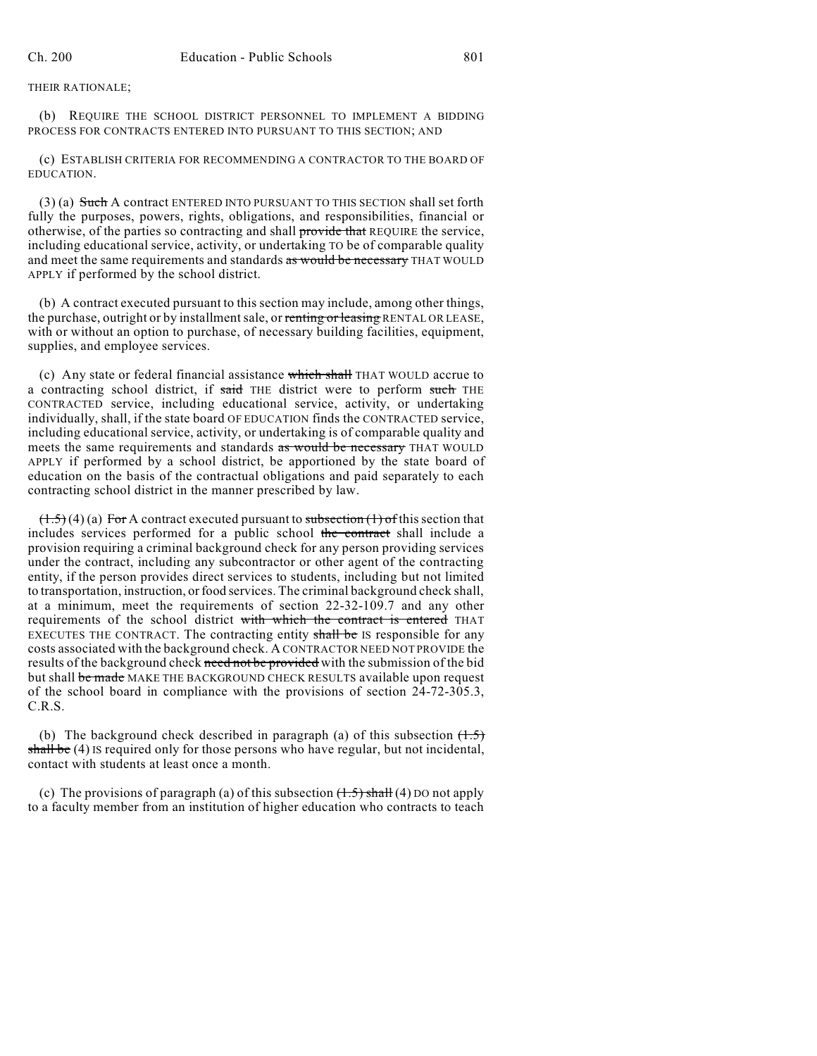THEIR RATIONALE;

(b) REQUIRE THE SCHOOL DISTRICT PERSONNEL TO IMPLEMENT A BIDDING PROCESS FOR CONTRACTS ENTERED INTO PURSUANT TO THIS SECTION; AND

(c) ESTABLISH CRITERIA FOR RECOMMENDING A CONTRACTOR TO THE BOARD OF EDUCATION.

(3) (a) ~~Such~~ A contract ENTERED INTO PURSUANT TO THIS SECTION shall set forth fully the purposes, powers, rights, obligations, and responsibilities, financial or otherwise, of the parties so contracting and shall ~~provide that~~ REQUIRE the service, including educational service, activity, or undertaking TO be of comparable quality and meet the same requirements and standards ~~as would be necessary~~ THAT WOULD APPLY if performed by the school district.

(b) A contract executed pursuant to this section may include, among other things, the purchase, outright or by installment sale, or ~~renting or leasing~~ RENTAL OR LEASE, with or without an option to purchase, of necessary building facilities, equipment, supplies, and employee services.

(c) Any state or federal financial assistance ~~which shall~~ THAT WOULD accrue to a contracting school district, if ~~said~~ THE district were to perform ~~such~~ THE CONTRACTED service, including educational service, activity, or undertaking individually, shall, if the state board OF EDUCATION finds the CONTRACTED service, including educational service, activity, or undertaking is of comparable quality and meets the same requirements and standards ~~as would be necessary~~ THAT WOULD APPLY if performed by a school district, be apportioned by the state board of education on the basis of the contractual obligations and paid separately to each contracting school district in the manner prescribed by law.

~~(1.5)~~ (4) (a) ~~For~~ A contract executed pursuant to ~~subsection (1) of~~ this section that includes services performed for a public school ~~the contract~~ shall include a provision requiring a criminal background check for any person providing services under the contract, including any subcontractor or other agent of the contracting entity, if the person provides direct services to students, including but not limited to transportation, instruction, or food services. The criminal background check shall, at a minimum, meet the requirements of section 22-32-109.7 and any other requirements of the school district ~~with which the contract is entered~~ THAT EXECUTES THE CONTRACT. The contracting entity ~~shall be~~ IS responsible for any costs associated with the background check. A CONTRACTOR NEED NOT PROVIDE the results of the background check ~~need not be provided~~ with the submission of the bid but shall ~~be made~~ MAKE THE BACKGROUND CHECK RESULTS available upon request of the school board in compliance with the provisions of section 24-72-305.3, C.R.S.

(b) The background check described in paragraph (a) of this subsection ~~(1.5) shall be~~ (4) IS required only for those persons who have regular, but not incidental, contact with students at least once a month.

(c) The provisions of paragraph (a) of this subsection ~~(1.5) shall~~ (4) DO not apply to a faculty member from an institution of higher education who contracts to teach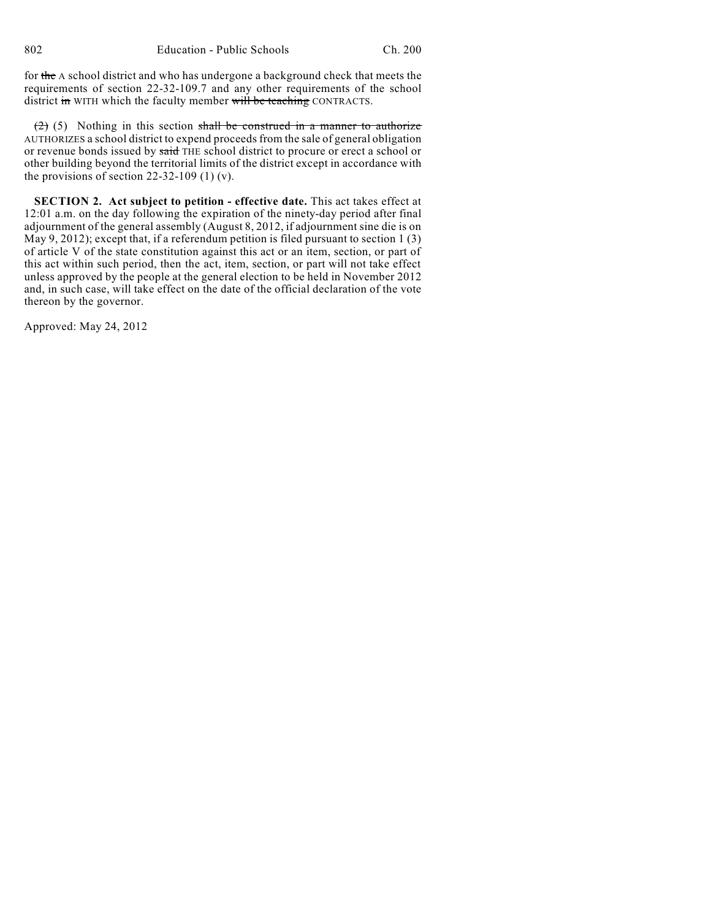for ~~the~~ A school district and who has undergone a background check that meets the requirements of section 22-32-109.7 and any other requirements of the school district ~~in~~ WITH which the faculty member ~~will be teaching~~ CONTRACTS.

~~(2)~~ (5) Nothing in this section ~~shall be construed in a manner to authorize~~ AUTHORIZES a school district to expend proceeds from the sale of general obligation or revenue bonds issued by ~~said~~ THE school district to procure or erect a school or other building beyond the territorial limits of the district except in accordance with the provisions of section 22-32-109 (1) (v).

**SECTION 2. Act subject to petition - effective date.** This act takes effect at 12:01 a.m. on the day following the expiration of the ninety-day period after final adjournment of the general assembly (August 8, 2012, if adjournment sine die is on May 9, 2012); except that, if a referendum petition is filed pursuant to section 1 (3) of article V of the state constitution against this act or an item, section, or part of this act within such period, then the act, item, section, or part will not take effect unless approved by the people at the general election to be held in November 2012 and, in such case, will take effect on the date of the official declaration of the vote thereon by the governor.

Approved: May 24, 2012